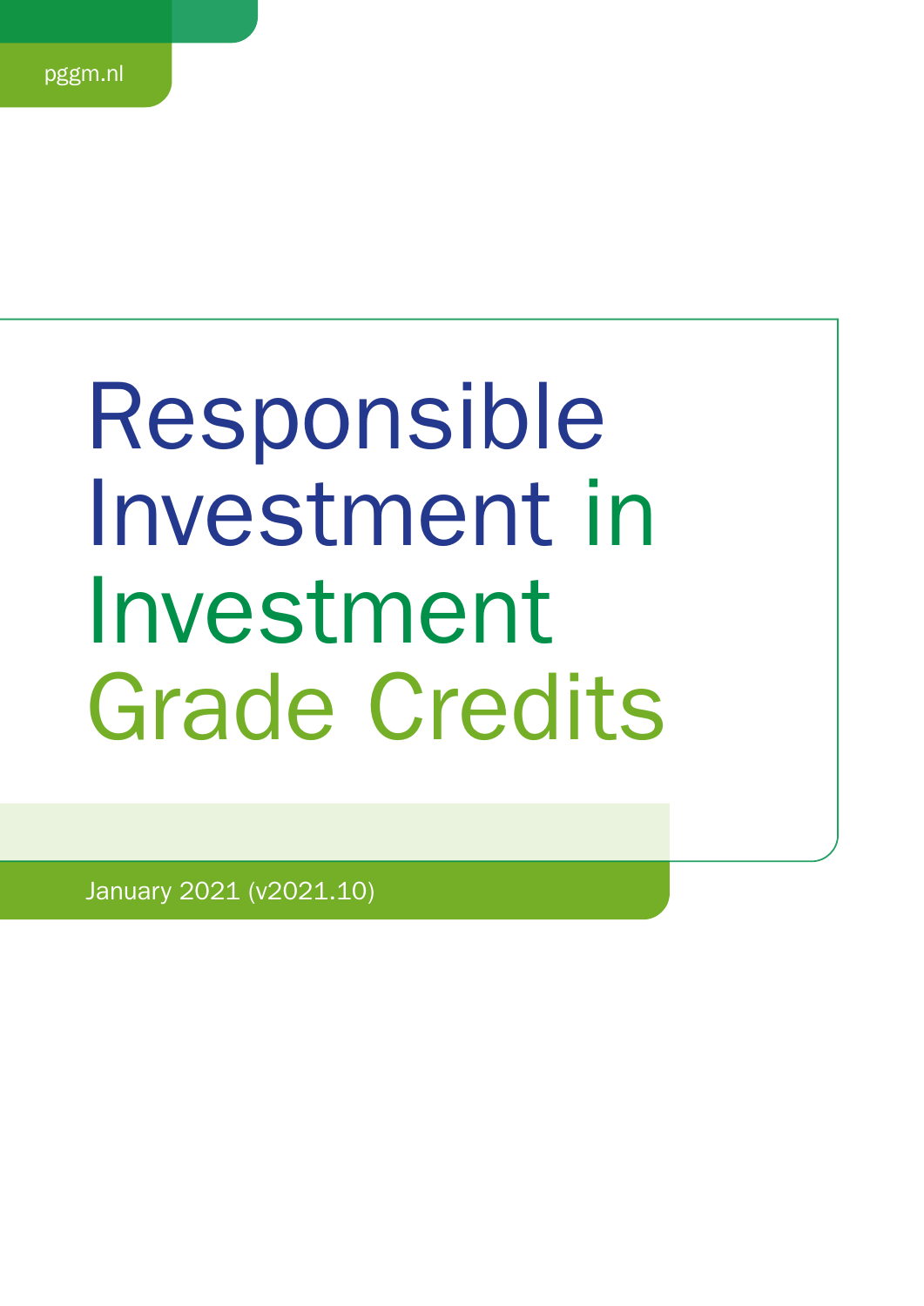pggm.nl

# Responsible Investment in Investment Grade Credits

January 2021 (v2021.10)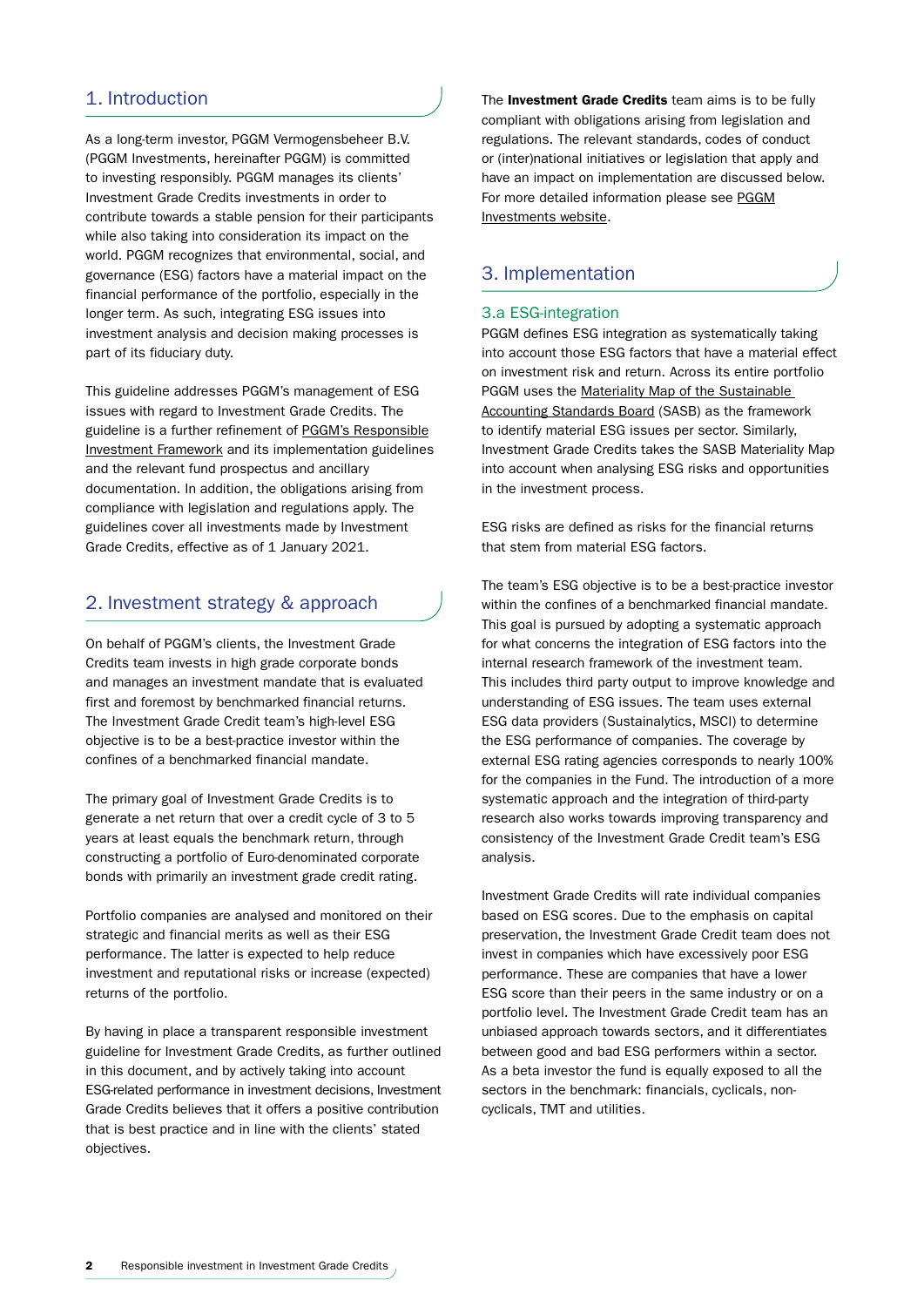## 1. Introduction

As a long-term investor, PGGM Vermogensbeheer B.V. (PGGM Investments, hereinafter PGGM) is committed to investing responsibly. PGGM manages its clients' Investment Grade Credits investments in order to contribute towards a stable pension for their participants while also taking into consideration its impact on the world. PGGM recognizes that environmental, social, and governance (ESG) factors have a material impact on the financial performance of the portfolio, especially in the longer term. As such, integrating ESG issues into investment analysis and decision making processes is part of its fiduciary duty.

This guideline addresses PGGM's management of ESG issues with regard to Investment Grade Credits. The guideline is a further refinement of PGGM's Responsible Investment Framework and its implementation guidelines and the relevant fund prospectus and ancillary documentation. In addition, the obligations arising from compliance with legislation and regulations apply. The guidelines cover all investments made by Investment Grade Credits, effective as of 1 January 2021.

## 2. Investment strategy & approach

On behalf of PGGM's clients, the Investment Grade Credits team invests in high grade corporate bonds and manages an investment mandate that is evaluated first and foremost by benchmarked financial returns. The Investment Grade Credit team's high-level ESG objective is to be a best-practice investor within the confines of a benchmarked financial mandate.

The primary goal of Investment Grade Credits is to generate a net return that over a credit cycle of 3 to 5 years at least equals the benchmark return, through constructing a portfolio of Euro-denominated corporate bonds with primarily an investment grade credit rating.

Portfolio companies are analysed and monitored on their strategic and financial merits as well as their ESG performance. The latter is expected to help reduce investment and reputational risks or increase (expected) returns of the portfolio.

By having in place a transparent responsible investment guideline for Investment Grade Credits, as further outlined in this document, and by actively taking into account ESG-related performance in investment decisions, Investment Grade Credits believes that it offers a positive contribution that is best practice and in line with the clients' stated objectives.

The **Investment Grade Credits** team aims is to be fully compliant with obligations arising from legislation and regulations. The relevant standards, codes of conduct or (inter)national initiatives or legislation that apply and have an impact on implementation are discussed below. For more detailed information please see PGGM Investments website.

## 3. Implementation

### 3.a ESG-integration

PGGM defines ESG integration as systematically taking into account those ESG factors that have a material effect on investment risk and return. Across its entire portfolio PGGM uses the Materiality Map of the Sustainable Accounting Standards Board (SASB) as the framework to identify material ESG issues per sector. Similarly, Investment Grade Credits takes the SASB Materiality Map into account when analysing ESG risks and opportunities in the investment process.

ESG risks are defined as risks for the financial returns that stem from material ESG factors.

The team's ESG objective is to be a best-practice investor within the confines of a benchmarked financial mandate. This goal is pursued by adopting a systematic approach for what concerns the integration of ESG factors into the internal research framework of the investment team. This includes third party output to improve knowledge and understanding of ESG issues. The team uses external ESG data providers (Sustainalytics, MSCI) to determine the ESG performance of companies. The coverage by external ESG rating agencies corresponds to nearly 100% for the companies in the Fund. The introduction of a more systematic approach and the integration of third-party research also works towards improving transparency and consistency of the Investment Grade Credit team's ESG analysis.

Investment Grade Credits will rate individual companies based on ESG scores. Due to the emphasis on capital preservation, the Investment Grade Credit team does not invest in companies which have excessively poor ESG performance. These are companies that have a lower ESG score than their peers in the same industry or on a portfolio level. The Investment Grade Credit team has an unbiased approach towards sectors, and it differentiates between good and bad ESG performers within a sector. As a beta investor the fund is equally exposed to all the sectors in the benchmark: financials, cyclicals, non-cyclicals, TMT and utilities.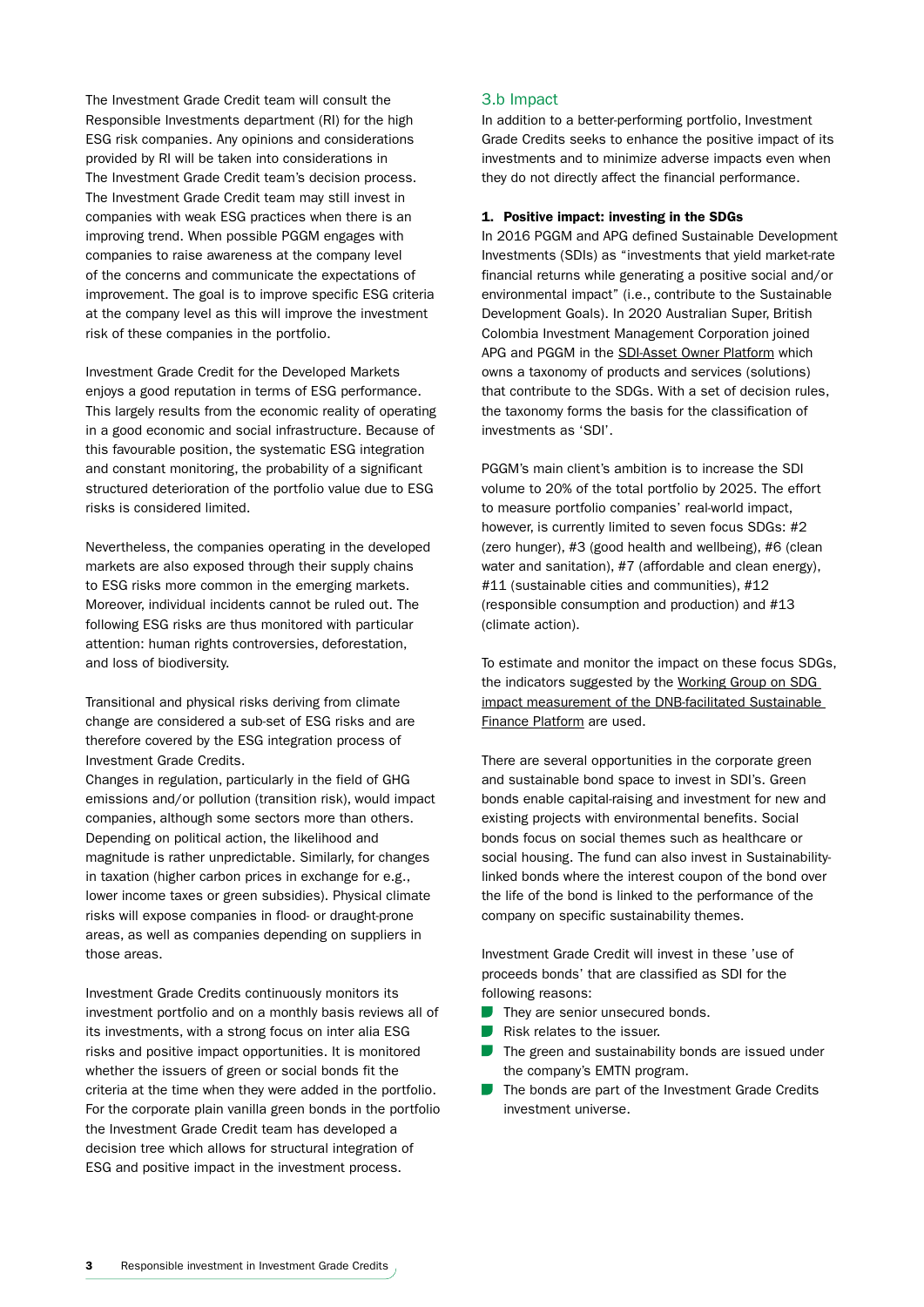The Investment Grade Credit team will consult the Responsible Investments department (RI) for the high ESG risk companies. Any opinions and considerations provided by RI will be taken into considerations in The Investment Grade Credit team's decision process. The Investment Grade Credit team may still invest in companies with weak ESG practices when there is an improving trend. When possible PGGM engages with companies to raise awareness at the company level of the concerns and communicate the expectations of improvement. The goal is to improve specific ESG criteria at the company level as this will improve the investment risk of these companies in the portfolio.

Investment Grade Credit for the Developed Markets enjoys a good reputation in terms of ESG performance. This largely results from the economic reality of operating in a good economic and social infrastructure. Because of this favourable position, the systematic ESG integration and constant monitoring, the probability of a significant structured deterioration of the portfolio value due to ESG risks is considered limited.

Nevertheless, the companies operating in the developed markets are also exposed through their supply chains to ESG risks more common in the emerging markets. Moreover, individual incidents cannot be ruled out. The following ESG risks are thus monitored with particular attention: human rights controversies, deforestation, and loss of biodiversity.

Transitional and physical risks deriving from climate change are considered a sub-set of ESG risks and are therefore covered by the ESG integration process of Investment Grade Credits.
Changes in regulation, particularly in the field of GHG emissions and/or pollution (transition risk), would impact companies, although some sectors more than others. Depending on political action, the likelihood and magnitude is rather unpredictable. Similarly, for changes in taxation (higher carbon prices in exchange for e.g., lower income taxes or green subsidies). Physical climate risks will expose companies in flood- or draught-prone areas, as well as companies depending on suppliers in those areas.

Investment Grade Credits continuously monitors its investment portfolio and on a monthly basis reviews all of its investments, with a strong focus on inter alia ESG risks and positive impact opportunities. It is monitored whether the issuers of green or social bonds fit the criteria at the time when they were added in the portfolio. For the corporate plain vanilla green bonds in the portfolio the Investment Grade Credit team has developed a decision tree which allows for structural integration of ESG and positive impact in the investment process.

## 3.b Impact

In addition to a better-performing portfolio, Investment Grade Credits seeks to enhance the positive impact of its investments and to minimize adverse impacts even when they do not directly affect the financial performance.

**1. Positive impact: investing in the SDGs**

In 2016 PGGM and APG defined Sustainable Development Investments (SDIs) as "investments that yield market-rate financial returns while generating a positive social and/or environmental impact" (i.e., contribute to the Sustainable Development Goals). In 2020 Australian Super, British Colombia Investment Management Corporation joined APG and PGGM in the SDI-Asset Owner Platform which owns a taxonomy of products and services (solutions) that contribute to the SDGs. With a set of decision rules, the taxonomy forms the basis for the classification of investments as 'SDI'.

PGGM's main client's ambition is to increase the SDI volume to 20% of the total portfolio by 2025. The effort to measure portfolio companies' real-world impact, however, is currently limited to seven focus SDGs: #2 (zero hunger), #3 (good health and wellbeing), #6 (clean water and sanitation), #7 (affordable and clean energy), #11 (sustainable cities and communities), #12 (responsible consumption and production) and #13 (climate action).

To estimate and monitor the impact on these focus SDGs, the indicators suggested by the Working Group on SDG impact measurement of the DNB-facilitated Sustainable Finance Platform are used.

There are several opportunities in the corporate green and sustainable bond space to invest in SDI's. Green bonds enable capital-raising and investment for new and existing projects with environmental benefits. Social bonds focus on social themes such as healthcare or social housing. The fund can also invest in Sustainability-linked bonds where the interest coupon of the bond over the life of the bond is linked to the performance of the company on specific sustainability themes.

Investment Grade Credit will invest in these 'use of proceeds bonds' that are classified as SDI for the following reasons:

- They are senior unsecured bonds.
- Risk relates to the issuer.
- The green and sustainability bonds are issued under the company's EMTN program.
- The bonds are part of the Investment Grade Credits investment universe.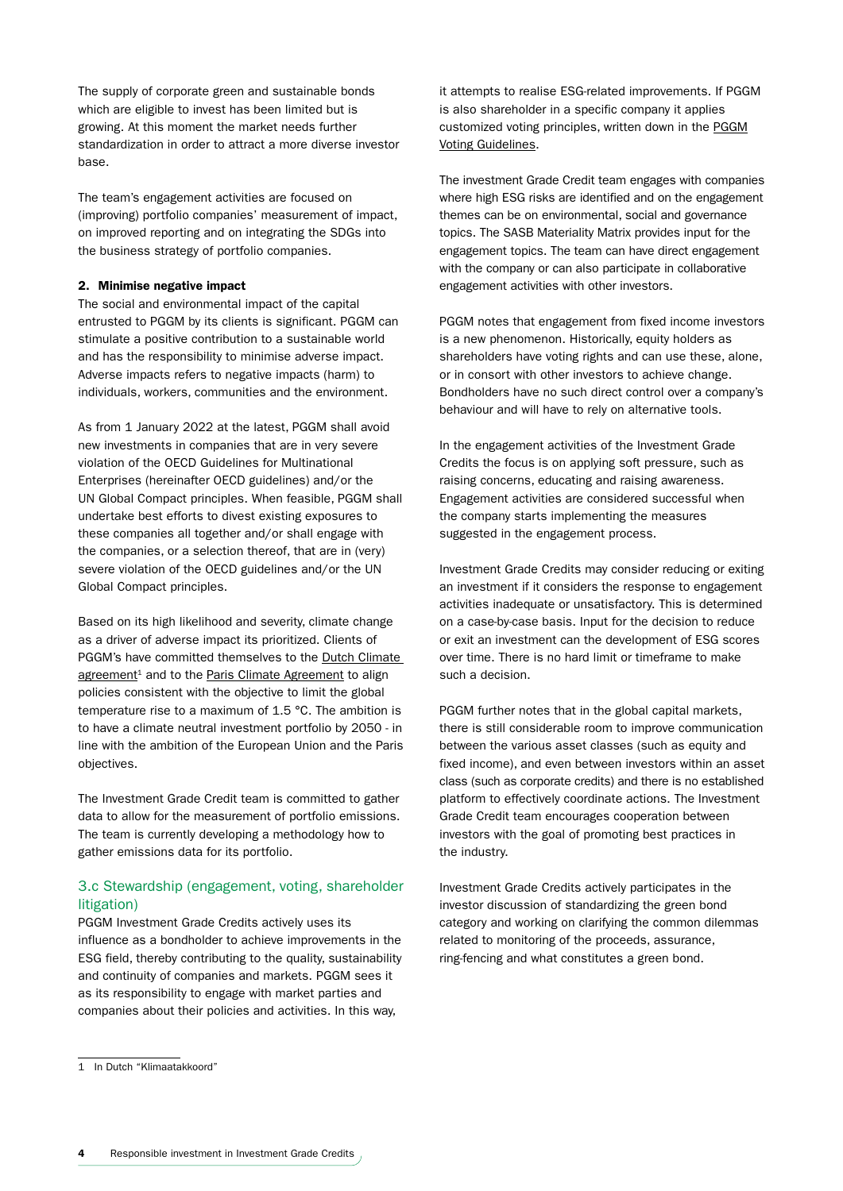The supply of corporate green and sustainable bonds which are eligible to invest has been limited but is growing. At this moment the market needs further standardization in order to attract a more diverse investor base.

The team's engagement activities are focused on (improving) portfolio companies' measurement of impact, on improved reporting and on integrating the SDGs into the business strategy of portfolio companies.

**2. Minimise negative impact**

The social and environmental impact of the capital entrusted to PGGM by its clients is significant. PGGM can stimulate a positive contribution to a sustainable world and has the responsibility to minimise adverse impact. Adverse impacts refers to negative impacts (harm) to individuals, workers, communities and the environment.

As from 1 January 2022 at the latest, PGGM shall avoid new investments in companies that are in very severe violation of the OECD Guidelines for Multinational Enterprises (hereinafter OECD guidelines) and/or the UN Global Compact principles. When feasible, PGGM shall undertake best efforts to divest existing exposures to these companies all together and/or shall engage with the companies, or a selection thereof, that are in (very) severe violation of the OECD guidelines and/or the UN Global Compact principles.

Based on its high likelihood and severity, climate change as a driver of adverse impact its prioritized. Clients of PGGM's have committed themselves to the Dutch Climate agreement[1] and to the Paris Climate Agreement to align policies consistent with the objective to limit the global temperature rise to a maximum of 1.5 °C. The ambition is to have a climate neutral investment portfolio by 2050 - in line with the ambition of the European Union and the Paris objectives.

The Investment Grade Credit team is committed to gather data to allow for the measurement of portfolio emissions. The team is currently developing a methodology how to gather emissions data for its portfolio.

## 3.c Stewardship (engagement, voting, shareholder litigation)

PGGM Investment Grade Credits actively uses its influence as a bondholder to achieve improvements in the ESG field, thereby contributing to the quality, sustainability and continuity of companies and markets. PGGM sees it as its responsibility to engage with market parties and companies about their policies and activities. In this way, it attempts to realise ESG-related improvements. If PGGM is also shareholder in a specific company it applies customized voting principles, written down in the PGGM Voting Guidelines.

The investment Grade Credit team engages with companies where high ESG risks are identified and on the engagement themes can be on environmental, social and governance topics. The SASB Materiality Matrix provides input for the engagement topics. The team can have direct engagement with the company or can also participate in collaborative engagement activities with other investors.

PGGM notes that engagement from fixed income investors is a new phenomenon. Historically, equity holders as shareholders have voting rights and can use these, alone, or in consort with other investors to achieve change. Bondholders have no such direct control over a company's behaviour and will have to rely on alternative tools.

In the engagement activities of the Investment Grade Credits the focus is on applying soft pressure, such as raising concerns, educating and raising awareness. Engagement activities are considered successful when the company starts implementing the measures suggested in the engagement process.

Investment Grade Credits may consider reducing or exiting an investment if it considers the response to engagement activities inadequate or unsatisfactory. This is determined on a case-by-case basis. Input for the decision to reduce or exit an investment can the development of ESG scores over time. There is no hard limit or timeframe to make such a decision.

PGGM further notes that in the global capital markets, there is still considerable room to improve communication between the various asset classes (such as equity and fixed income), and even between investors within an asset class (such as corporate credits) and there is no established platform to effectively coordinate actions. The Investment Grade Credit team encourages cooperation between investors with the goal of promoting best practices in the industry.

Investment Grade Credits actively participates in the investor discussion of standardizing the green bond category and working on clarifying the common dilemmas related to monitoring of the proceeds, assurance, ring-fencing and what constitutes a green bond.

[1] In Dutch "Klimaatakkoord"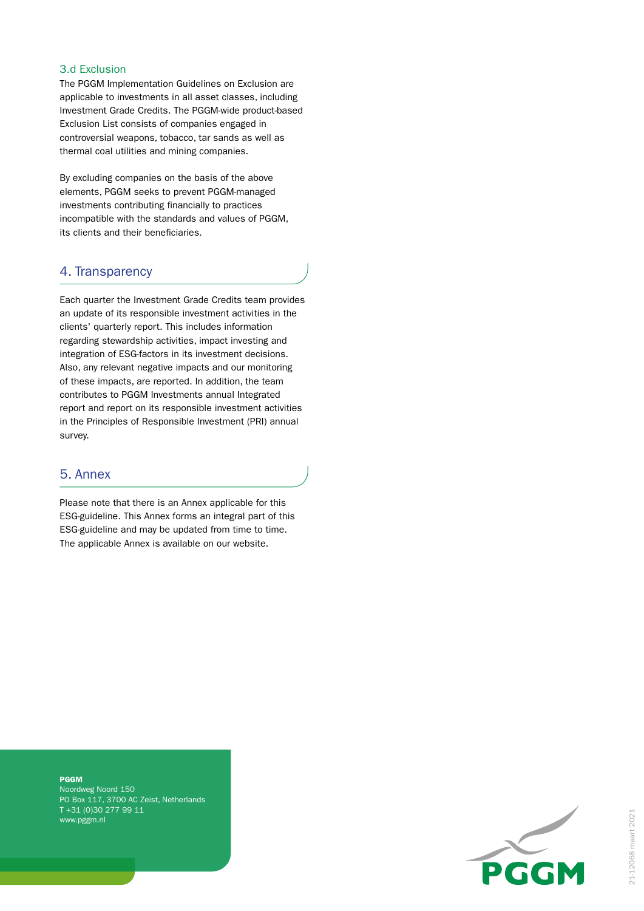### 3.d Exclusion

The PGGM Implementation Guidelines on Exclusion are applicable to investments in all asset classes, including Investment Grade Credits. The PGGM-wide product-based Exclusion List consists of companies engaged in controversial weapons, tobacco, tar sands as well as thermal coal utilities and mining companies.

By excluding companies on the basis of the above elements, PGGM seeks to prevent PGGM-managed investments contributing financially to practices incompatible with the standards and values of PGGM, its clients and their beneficiaries.

## 4. Transparency

Each quarter the Investment Grade Credits team provides an update of its responsible investment activities in the clients' quarterly report. This includes information regarding stewardship activities, impact investing and integration of ESG-factors in its investment decisions. Also, any relevant negative impacts and our monitoring of these impacts, are reported. In addition, the team contributes to PGGM Investments annual Integrated report and report on its responsible investment activities in the Principles of Responsible Investment (PRI) annual survey.

## 5. Annex

Please note that there is an Annex applicable for this ESG-guideline. This Annex forms an integral part of this ESG-guideline and may be updated from time to time. The applicable Annex is available on our website.

**PGGM**
Noordweg Noord 150
PO Box 117, 3700 AC Zeist, Netherlands
T +31 (0)30 277 99 11
www.pggm.nl

PGGM

21-12068 maart 2021